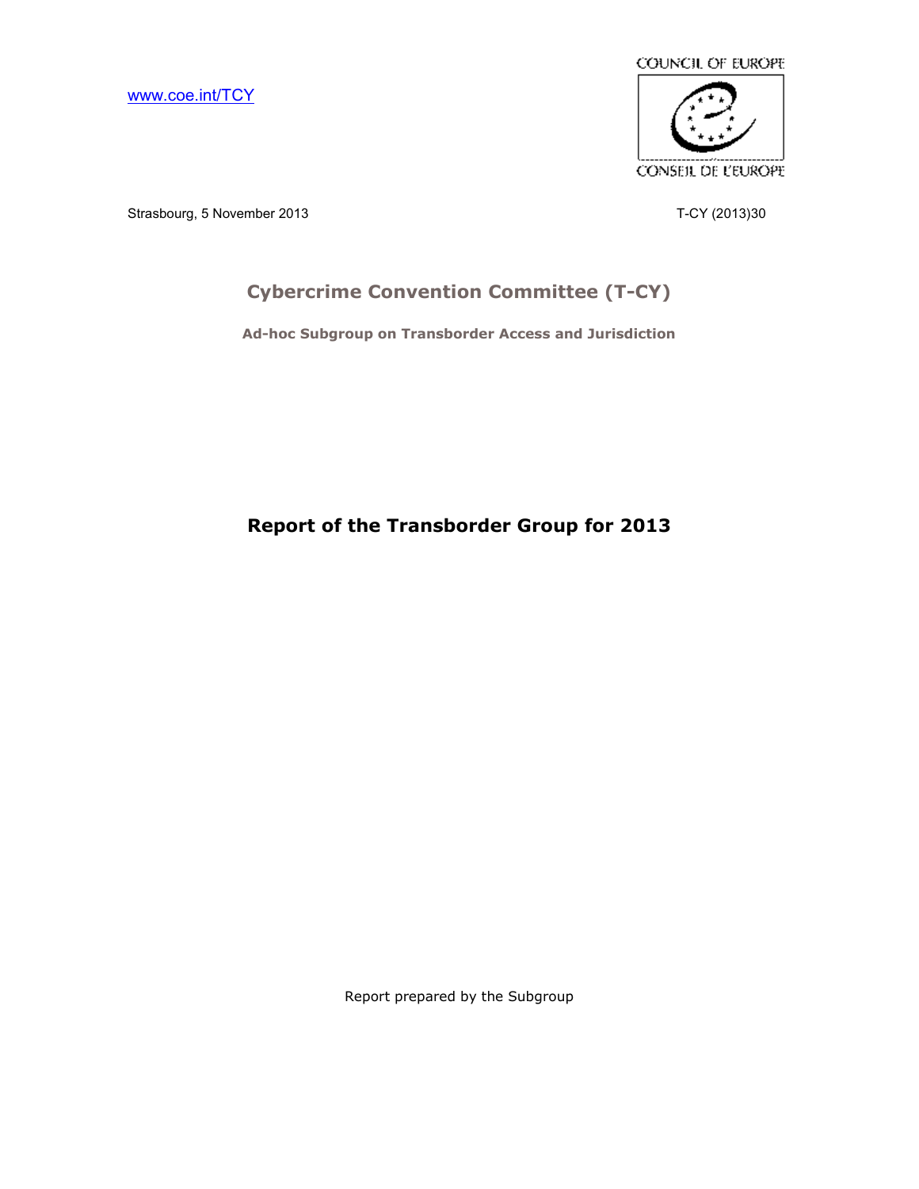www.coe.int/TCY

COUNCIL OF EUROPE

CONSEIL DE L'EUROPE

Strasbourg, 5 November 2013

T-CY (2013)30

## Cybercrime Convention Committee (T-CY)

### Ad-hoc Subgroup on Transborder Access and Jurisdiction

# Report of the Transborder Group for 2013

Report prepared by the Subgroup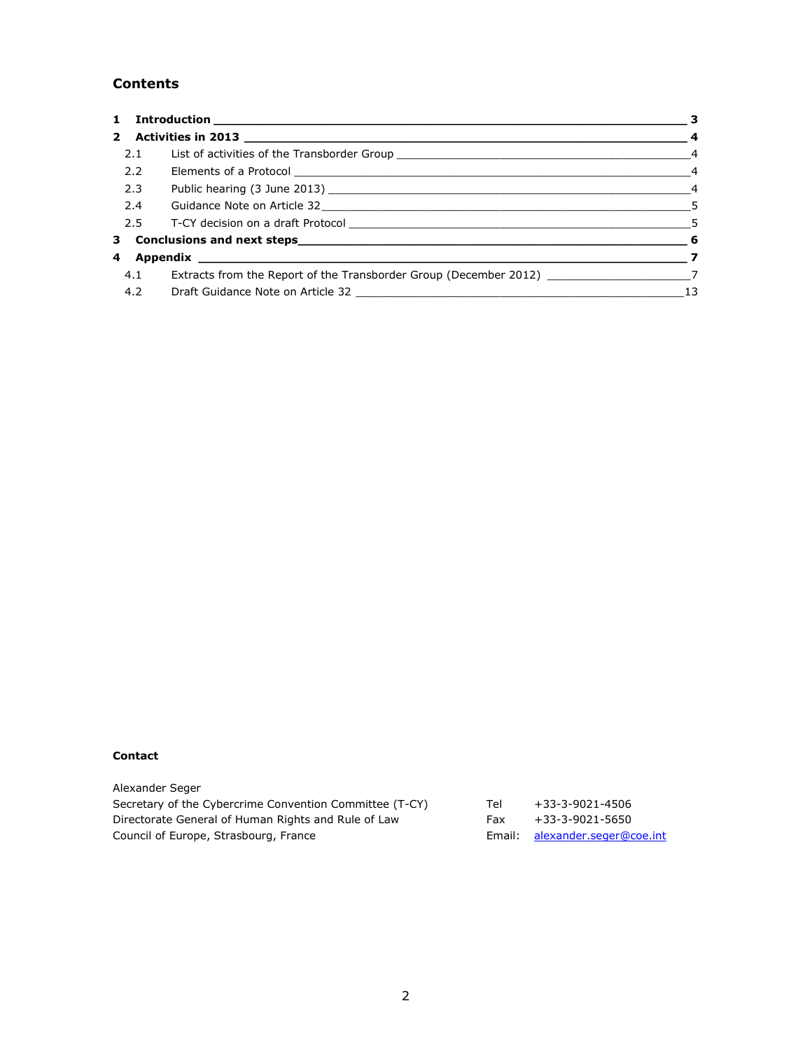## Contents

| | | |
|---|---|---|
| **1** | **Introduction** | **3** |
| **2** | **Activities in 2013** | **4** |
| 2.1 | List of activities of the Transborder Group | 4 |
| 2.2 | Elements of a Protocol | 4 |
| 2.3 | Public hearing (3 June 2013) | 4 |
| 2.4 | Guidance Note on Article 32 | 5 |
| 2.5 | T-CY decision on a draft Protocol | 5 |
| **3** | **Conclusions and next steps** | **6** |
| **4** | **Appendix** | **7** |
| 4.1 | Extracts from the Report of the Transborder Group (December 2012) | 7 |
| 4.2 | Draft Guidance Note on Article 32 | 13 |

**Contact**

Alexander Seger
Secretary of the Cybercrime Convention Committee (T-CY)
Directorate General of Human Rights and Rule of Law
Council of Europe, Strasbourg, France

Tel +33-3-9021-4506
Fax +33-3-9021-5650
Email: alexander.seger@coe.int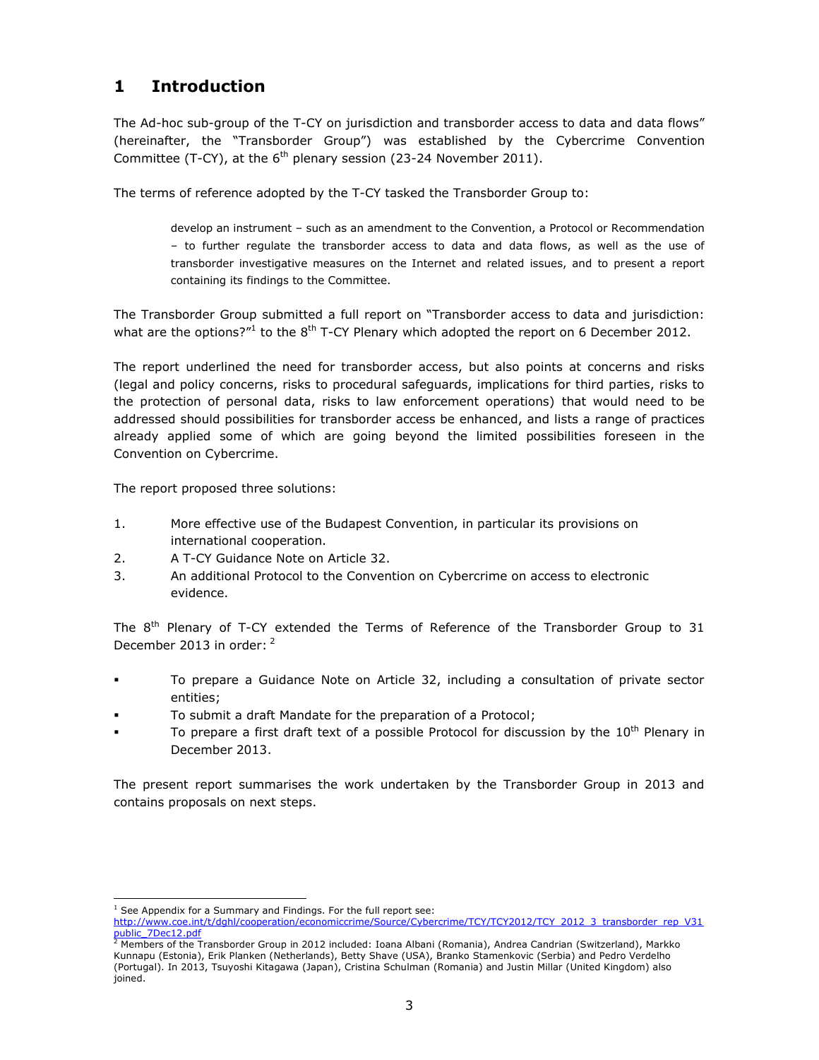# 1 Introduction

The Ad-hoc sub-group of the T-CY on jurisdiction and transborder access to data and data flows" (hereinafter, the "Transborder Group") was established by the Cybercrime Convention Committee (T-CY), at the 6th plenary session (23-24 November 2011).

The terms of reference adopted by the T-CY tasked the Transborder Group to:

> develop an instrument – such as an amendment to the Convention, a Protocol or Recommendation – to further regulate the transborder access to data and data flows, as well as the use of transborder investigative measures on the Internet and related issues, and to present a report containing its findings to the Committee.

The Transborder Group submitted a full report on "Transborder access to data and jurisdiction: what are the options?"[1] to the 8th T-CY Plenary which adopted the report on 6 December 2012.

The report underlined the need for transborder access, but also points at concerns and risks (legal and policy concerns, risks to procedural safeguards, implications for third parties, risks to the protection of personal data, risks to law enforcement operations) that would need to be addressed should possibilities for transborder access be enhanced, and lists a range of practices already applied some of which are going beyond the limited possibilities foreseen in the Convention on Cybercrime.

The report proposed three solutions:

1. More effective use of the Budapest Convention, in particular its provisions on international cooperation.
2. A T-CY Guidance Note on Article 32.
3. An additional Protocol to the Convention on Cybercrime on access to electronic evidence.

The 8th Plenary of T-CY extended the Terms of Reference of the Transborder Group to 31 December 2013 in order: [2]

- To prepare a Guidance Note on Article 32, including a consultation of private sector entities;
- To submit a draft Mandate for the preparation of a Protocol;
- To prepare a first draft text of a possible Protocol for discussion by the 10th Plenary in December 2013.

The present report summarises the work undertaken by the Transborder Group in 2013 and contains proposals on next steps.

---

[1] See Appendix for a Summary and Findings. For the full report see: http://www.coe.int/t/dghl/cooperation/economiccrime/Source/Cybercrime/TCY/TCY2012/TCY_2012_3_transborder_rep_V31public_7Dec12.pdf

[2] Members of the Transborder Group in 2012 included: Ioana Albani (Romania), Andrea Candrian (Switzerland), Markko Kunnapu (Estonia), Erik Planken (Netherlands), Betty Shave (USA), Branko Stamenkovic (Serbia) and Pedro Verdelho (Portugal). In 2013, Tsuyoshi Kitagawa (Japan), Cristina Schulman (Romania) and Justin Millar (United Kingdom) also joined.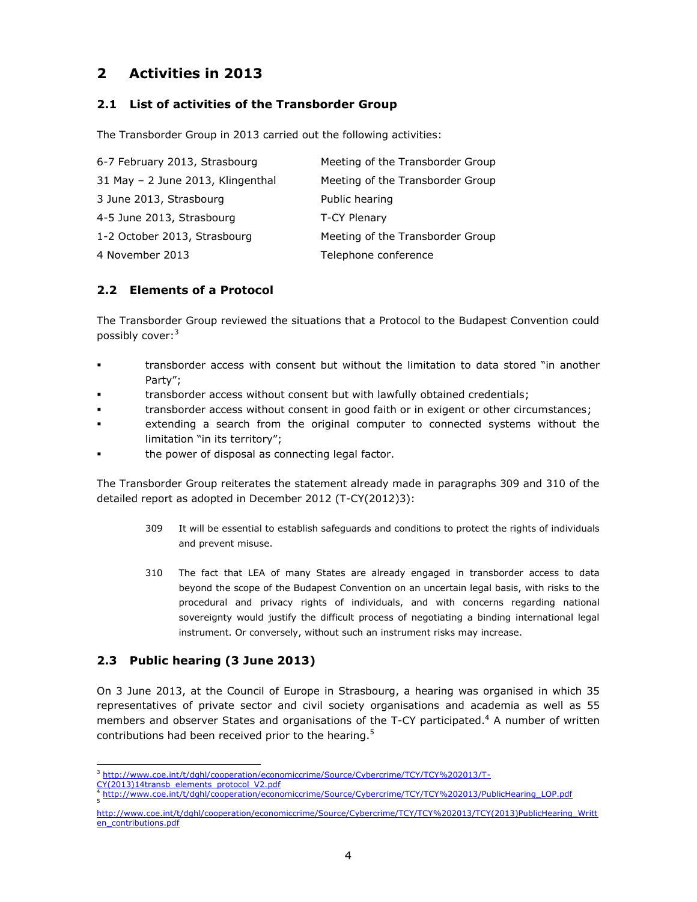## 2 Activities in 2013

### 2.1 List of activities of the Transborder Group

The Transborder Group in 2013 carried out the following activities:

| | |
|---|---|
| 6-7 February 2013, Strasbourg | Meeting of the Transborder Group |
| 31 May – 2 June 2013, Klingenthal | Meeting of the Transborder Group |
| 3 June 2013, Strasbourg | Public hearing |
| 4-5 June 2013, Strasbourg | T-CY Plenary |
| 1-2 October 2013, Strasbourg | Meeting of the Transborder Group |
| 4 November 2013 | Telephone conference |

### 2.2 Elements of a Protocol

The Transborder Group reviewed the situations that a Protocol to the Budapest Convention could possibly cover:[3]

- transborder access with consent but without the limitation to data stored "in another Party";
- transborder access without consent but with lawfully obtained credentials;
- transborder access without consent in good faith or in exigent or other circumstances;
- extending a search from the original computer to connected systems without the limitation "in its territory";
- the power of disposal as connecting legal factor.

The Transborder Group reiterates the statement already made in paragraphs 309 and 310 of the detailed report as adopted in December 2012 (T-CY(2012)3):

> 309 It will be essential to establish safeguards and conditions to protect the rights of individuals and prevent misuse.
>
> 310 The fact that LEA of many States are already engaged in transborder access to data beyond the scope of the Budapest Convention on an uncertain legal basis, with risks to the procedural and privacy rights of individuals, and with concerns regarding national sovereignty would justify the difficult process of negotiating a binding international legal instrument. Or conversely, without such an instrument risks may increase.

### 2.3 Public hearing (3 June 2013)

On 3 June 2013, at the Council of Europe in Strasbourg, a hearing was organised in which 35 representatives of private sector and civil society organisations and academia as well as 55 members and observer States and organisations of the T-CY participated.[4] A number of written contributions had been received prior to the hearing.[5]

---

[3] http://www.coe.int/t/dghl/cooperation/economiccrime/Source/Cybercrime/TCY/TCY%202013/T-CY(2013)14transb_elements_protocol_V2.pdf

[4] http://www.coe.int/t/dghl/cooperation/economiccrime/Source/Cybercrime/TCY/TCY%202013/PublicHearing_LOP.pdf

[5] http://www.coe.int/t/dghl/cooperation/economiccrime/Source/Cybercrime/TCY/TCY%202013/TCY(2013)PublicHearing_Written_contributions.pdf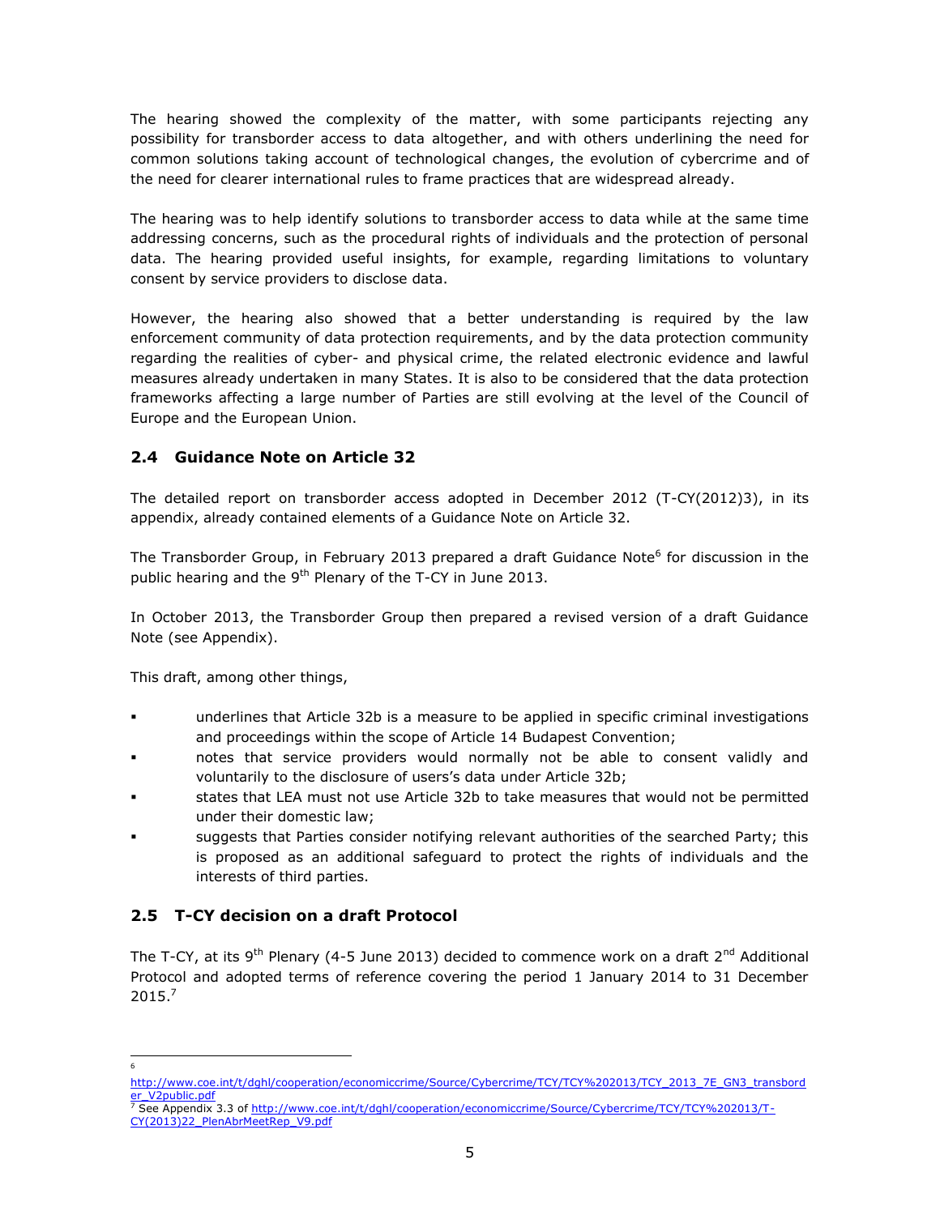The hearing showed the complexity of the matter, with some participants rejecting any possibility for transborder access to data altogether, and with others underlining the need for common solutions taking account of technological changes, the evolution of cybercrime and of the need for clearer international rules to frame practices that are widespread already.

The hearing was to help identify solutions to transborder access to data while at the same time addressing concerns, such as the procedural rights of individuals and the protection of personal data. The hearing provided useful insights, for example, regarding limitations to voluntary consent by service providers to disclose data.

However, the hearing also showed that a better understanding is required by the law enforcement community of data protection requirements, and by the data protection community regarding the realities of cyber- and physical crime, the related electronic evidence and lawful measures already undertaken in many States. It is also to be considered that the data protection frameworks affecting a large number of Parties are still evolving at the level of the Council of Europe and the European Union.

## 2.4 Guidance Note on Article 32

The detailed report on transborder access adopted in December 2012 (T-CY(2012)3), in its appendix, already contained elements of a Guidance Note on Article 32.

The Transborder Group, in February 2013 prepared a draft Guidance Note[6] for discussion in the public hearing and the 9th Plenary of the T-CY in June 2013.

In October 2013, the Transborder Group then prepared a revised version of a draft Guidance Note (see Appendix).

This draft, among other things,

- underlines that Article 32b is a measure to be applied in specific criminal investigations and proceedings within the scope of Article 14 Budapest Convention;
- notes that service providers would normally not be able to consent validly and voluntarily to the disclosure of users's data under Article 32b;
- states that LEA must not use Article 32b to take measures that would not be permitted under their domestic law;
- suggests that Parties consider notifying relevant authorities of the searched Party; this is proposed as an additional safeguard to protect the rights of individuals and the interests of third parties.

## 2.5 T-CY decision on a draft Protocol

The T-CY, at its 9th Plenary (4-5 June 2013) decided to commence work on a draft 2nd Additional Protocol and adopted terms of reference covering the period 1 January 2014 to 31 December 2015.[7]

---

[6] http://www.coe.int/t/dghl/cooperation/economiccrime/Source/Cybercrime/TCY/TCY%202013/TCY_2013_7E_GN3_transborder_V2public.pdf

[7] See Appendix 3.3 of http://www.coe.int/t/dghl/cooperation/economiccrime/Source/Cybercrime/TCY/TCY%202013/T-CY(2013)22_PlenAbrMeetRep_V9.pdf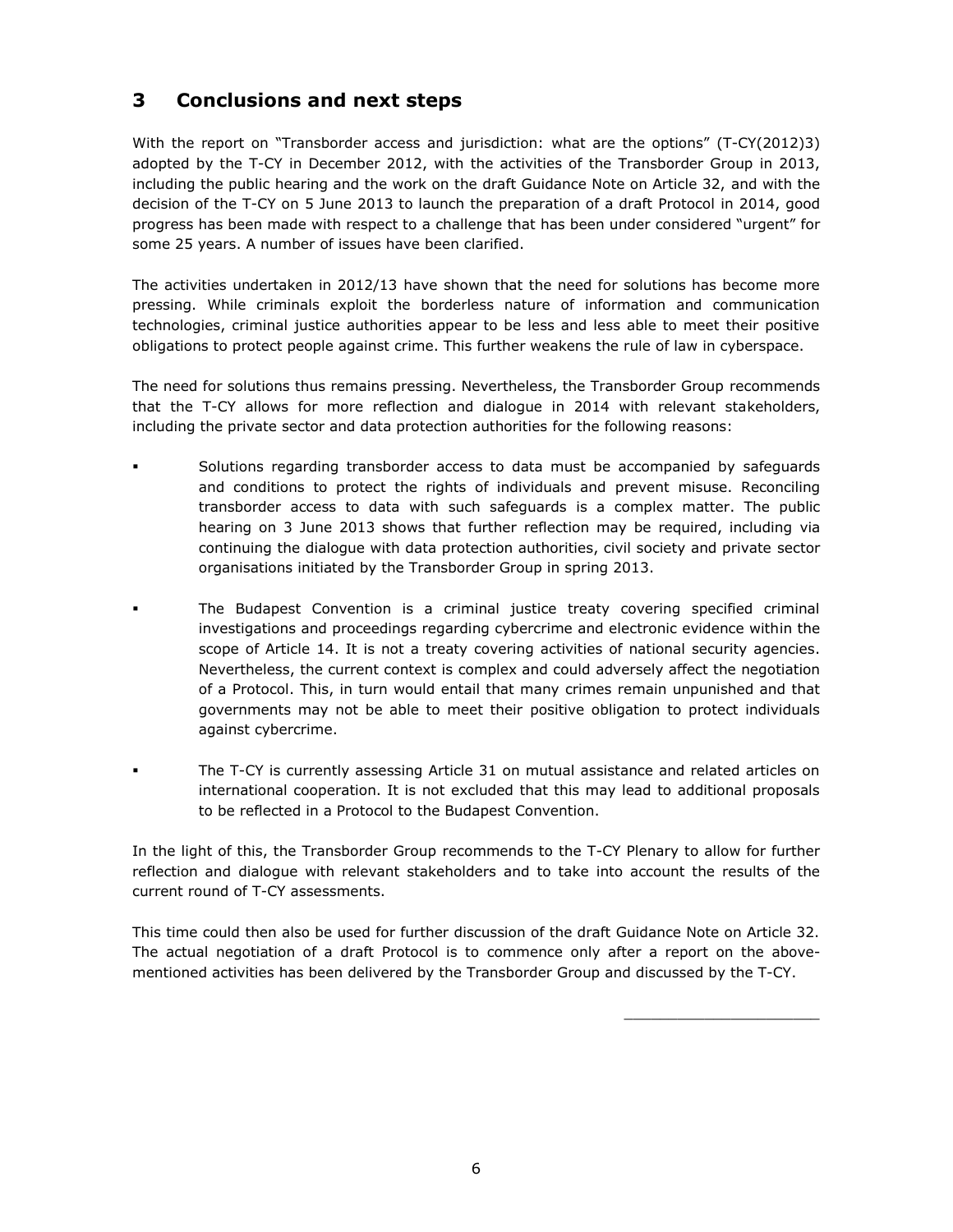## 3 Conclusions and next steps

With the report on "Transborder access and jurisdiction: what are the options" (T-CY(2012)3) adopted by the T-CY in December 2012, with the activities of the Transborder Group in 2013, including the public hearing and the work on the draft Guidance Note on Article 32, and with the decision of the T-CY on 5 June 2013 to launch the preparation of a draft Protocol in 2014, good progress has been made with respect to a challenge that has been under considered "urgent" for some 25 years. A number of issues have been clarified.

The activities undertaken in 2012/13 have shown that the need for solutions has become more pressing. While criminals exploit the borderless nature of information and communication technologies, criminal justice authorities appear to be less and less able to meet their positive obligations to protect people against crime. This further weakens the rule of law in cyberspace.

The need for solutions thus remains pressing. Nevertheless, the Transborder Group recommends that the T-CY allows for more reflection and dialogue in 2014 with relevant stakeholders, including the private sector and data protection authorities for the following reasons:

- Solutions regarding transborder access to data must be accompanied by safeguards and conditions to protect the rights of individuals and prevent misuse. Reconciling transborder access to data with such safeguards is a complex matter. The public hearing on 3 June 2013 shows that further reflection may be required, including via continuing the dialogue with data protection authorities, civil society and private sector organisations initiated by the Transborder Group in spring 2013.
- The Budapest Convention is a criminal justice treaty covering specified criminal investigations and proceedings regarding cybercrime and electronic evidence within the scope of Article 14. It is not a treaty covering activities of national security agencies. Nevertheless, the current context is complex and could adversely affect the negotiation of a Protocol. This, in turn would entail that many crimes remain unpunished and that governments may not be able to meet their positive obligation to protect individuals against cybercrime.
- The T-CY is currently assessing Article 31 on mutual assistance and related articles on international cooperation. It is not excluded that this may lead to additional proposals to be reflected in a Protocol to the Budapest Convention.

In the light of this, the Transborder Group recommends to the T-CY Plenary to allow for further reflection and dialogue with relevant stakeholders and to take into account the results of the current round of T-CY assessments.

This time could then also be used for further discussion of the draft Guidance Note on Article 32. The actual negotiation of a draft Protocol is to commence only after a report on the above-mentioned activities has been delivered by the Transborder Group and discussed by the T-CY.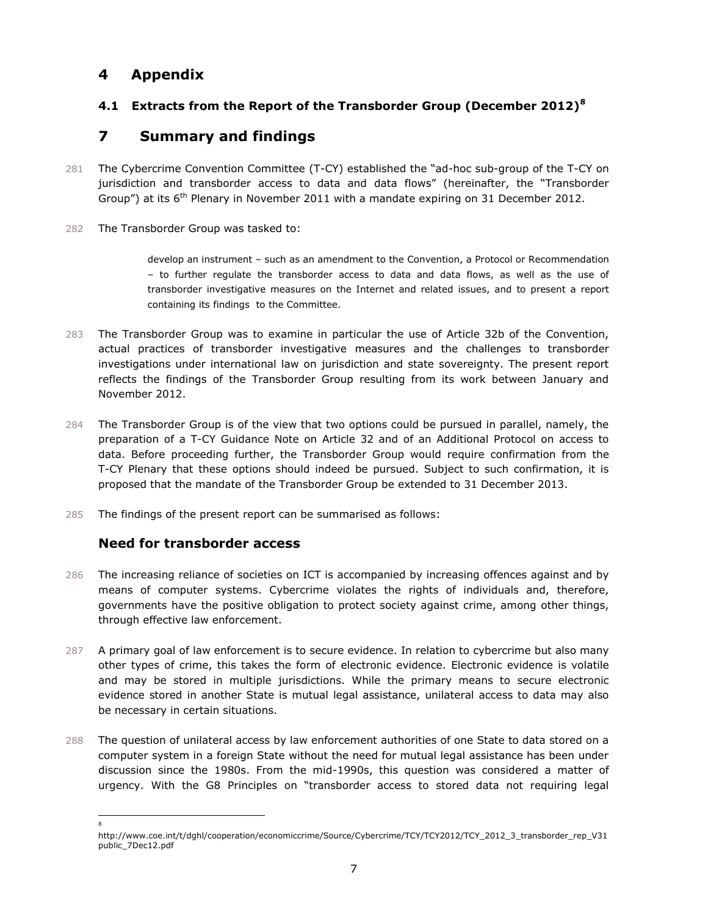# 4 Appendix

## 4.1 Extracts from the Report of the Transborder Group (December 2012)[8]

# 7 Summary and findings

281 The Cybercrime Convention Committee (T-CY) established the "ad-hoc sub-group of the T-CY on jurisdiction and transborder access to data and data flows" (hereinafter, the "Transborder Group") at its 6th Plenary in November 2011 with a mandate expiring on 31 December 2012.

282 The Transborder Group was tasked to:

> develop an instrument – such as an amendment to the Convention, a Protocol or Recommendation – to further regulate the transborder access to data and data flows, as well as the use of transborder investigative measures on the Internet and related issues, and to present a report containing its findings to the Committee.

283 The Transborder Group was to examine in particular the use of Article 32b of the Convention, actual practices of transborder investigative measures and the challenges to transborder investigations under international law on jurisdiction and state sovereignty. The present report reflects the findings of the Transborder Group resulting from its work between January and November 2012.

284 The Transborder Group is of the view that two options could be pursued in parallel, namely, the preparation of a T-CY Guidance Note on Article 32 and of an Additional Protocol on access to data. Before proceeding further, the Transborder Group would require confirmation from the T-CY Plenary that these options should indeed be pursued. Subject to such confirmation, it is proposed that the mandate of the Transborder Group be extended to 31 December 2013.

285 The findings of the present report can be summarised as follows:

## Need for transborder access

286 The increasing reliance of societies on ICT is accompanied by increasing offences against and by means of computer systems. Cybercrime violates the rights of individuals and, therefore, governments have the positive obligation to protect society against crime, among other things, through effective law enforcement.

287 A primary goal of law enforcement is to secure evidence. In relation to cybercrime but also many other types of crime, this takes the form of electronic evidence. Electronic evidence is volatile and may be stored in multiple jurisdictions. While the primary means to secure electronic evidence stored in another State is mutual legal assistance, unilateral access to data may also be necessary in certain situations.

288 The question of unilateral access by law enforcement authorities of one State to data stored on a computer system in a foreign State without the need for mutual legal assistance has been under discussion since the 1980s. From the mid-1990s, this question was considered a matter of urgency. With the G8 Principles on "transborder access to stored data not requiring legal

---

[8] http://www.coe.int/t/dghl/cooperation/economiccrime/Source/Cybercrime/TCY/TCY2012/TCY_2012_3_transborder_rep_V31public_7Dec12.pdf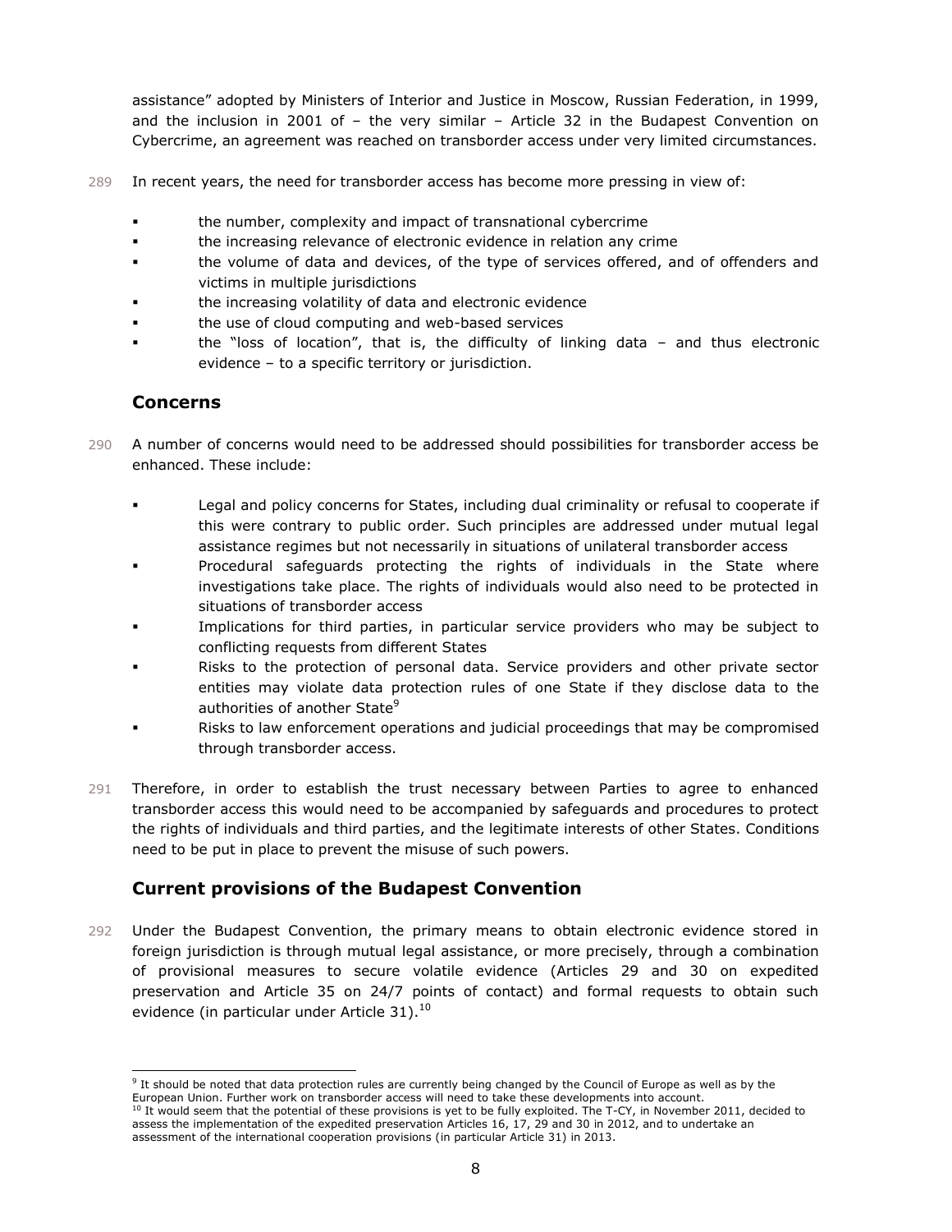assistance" adopted by Ministers of Interior and Justice in Moscow, Russian Federation, in 1999, and the inclusion in 2001 of – the very similar – Article 32 in the Budapest Convention on Cybercrime, an agreement was reached on transborder access under very limited circumstances.

289 In recent years, the need for transborder access has become more pressing in view of:

- the number, complexity and impact of transnational cybercrime
- the increasing relevance of electronic evidence in relation any crime
- the volume of data and devices, of the type of services offered, and of offenders and victims in multiple jurisdictions
- the increasing volatility of data and electronic evidence
- the use of cloud computing and web-based services
- the "loss of location", that is, the difficulty of linking data – and thus electronic evidence – to a specific territory or jurisdiction.

## Concerns

290 A number of concerns would need to be addressed should possibilities for transborder access be enhanced. These include:

- Legal and policy concerns for States, including dual criminality or refusal to cooperate if this were contrary to public order. Such principles are addressed under mutual legal assistance regimes but not necessarily in situations of unilateral transborder access
- Procedural safeguards protecting the rights of individuals in the State where investigations take place. The rights of individuals would also need to be protected in situations of transborder access
- Implications for third parties, in particular service providers who may be subject to conflicting requests from different States
- Risks to the protection of personal data. Service providers and other private sector entities may violate data protection rules of one State if they disclose data to the authorities of another State[9]
- Risks to law enforcement operations and judicial proceedings that may be compromised through transborder access.

291 Therefore, in order to establish the trust necessary between Parties to agree to enhanced transborder access this would need to be accompanied by safeguards and procedures to protect the rights of individuals and third parties, and the legitimate interests of other States. Conditions need to be put in place to prevent the misuse of such powers.

## Current provisions of the Budapest Convention

292 Under the Budapest Convention, the primary means to obtain electronic evidence stored in foreign jurisdiction is through mutual legal assistance, or more precisely, through a combination of provisional measures to secure volatile evidence (Articles 29 and 30 on expedited preservation and Article 35 on 24/7 points of contact) and formal requests to obtain such evidence (in particular under Article 31).[10]

---

[9] It should be noted that data protection rules are currently being changed by the Council of Europe as well as by the European Union. Further work on transborder access will need to take these developments into account.

[10] It would seem that the potential of these provisions is yet to be fully exploited. The T-CY, in November 2011, decided to assess the implementation of the expedited preservation Articles 16, 17, 29 and 30 in 2012, and to undertake an assessment of the international cooperation provisions (in particular Article 31) in 2013.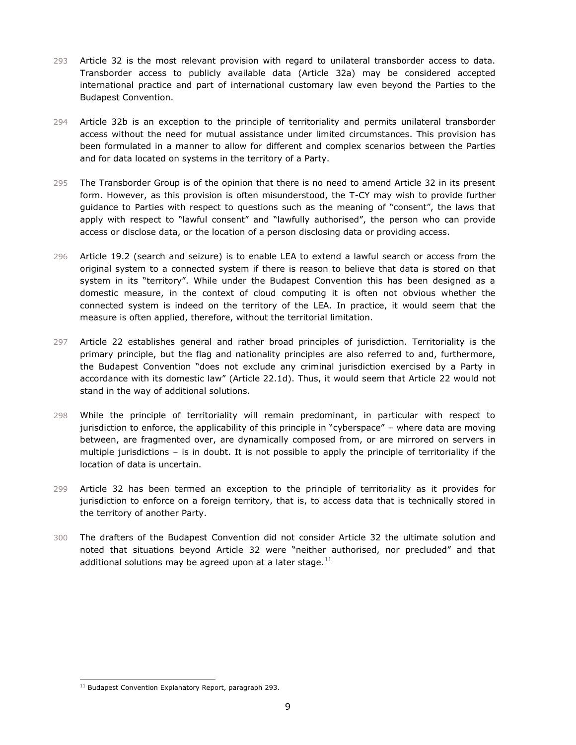293 Article 32 is the most relevant provision with regard to unilateral transborder access to data. Transborder access to publicly available data (Article 32a) may be considered accepted international practice and part of international customary law even beyond the Parties to the Budapest Convention.

294 Article 32b is an exception to the principle of territoriality and permits unilateral transborder access without the need for mutual assistance under limited circumstances. This provision has been formulated in a manner to allow for different and complex scenarios between the Parties and for data located on systems in the territory of a Party.

295 The Transborder Group is of the opinion that there is no need to amend Article 32 in its present form. However, as this provision is often misunderstood, the T-CY may wish to provide further guidance to Parties with respect to questions such as the meaning of "consent", the laws that apply with respect to "lawful consent" and "lawfully authorised", the person who can provide access or disclose data, or the location of a person disclosing data or providing access.

296 Article 19.2 (search and seizure) is to enable LEA to extend a lawful search or access from the original system to a connected system if there is reason to believe that data is stored on that system in its "territory". While under the Budapest Convention this has been designed as a domestic measure, in the context of cloud computing it is often not obvious whether the connected system is indeed on the territory of the LEA. In practice, it would seem that the measure is often applied, therefore, without the territorial limitation.

297 Article 22 establishes general and rather broad principles of jurisdiction. Territoriality is the primary principle, but the flag and nationality principles are also referred to and, furthermore, the Budapest Convention "does not exclude any criminal jurisdiction exercised by a Party in accordance with its domestic law" (Article 22.1d). Thus, it would seem that Article 22 would not stand in the way of additional solutions.

298 While the principle of territoriality will remain predominant, in particular with respect to jurisdiction to enforce, the applicability of this principle in "cyberspace" – where data are moving between, are fragmented over, are dynamically composed from, or are mirrored on servers in multiple jurisdictions – is in doubt. It is not possible to apply the principle of territoriality if the location of data is uncertain.

299 Article 32 has been termed an exception to the principle of territoriality as it provides for jurisdiction to enforce on a foreign territory, that is, to access data that is technically stored in the territory of another Party.

300 The drafters of the Budapest Convention did not consider Article 32 the ultimate solution and noted that situations beyond Article 32 were "neither authorised, nor precluded" and that additional solutions may be agreed upon at a later stage.[11]

[11] Budapest Convention Explanatory Report, paragraph 293.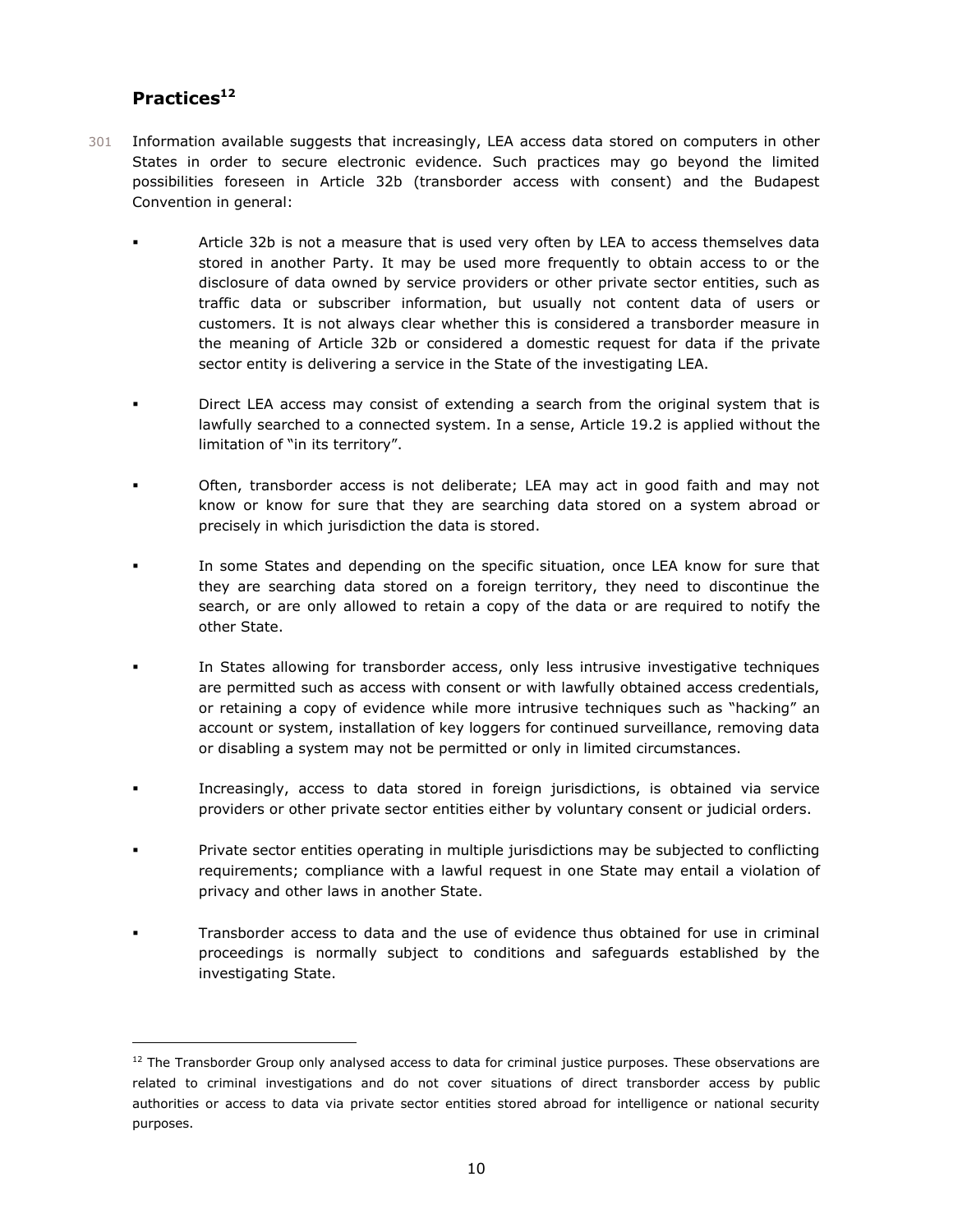## Practices[12]

301 Information available suggests that increasingly, LEA access data stored on computers in other States in order to secure electronic evidence. Such practices may go beyond the limited possibilities foreseen in Article 32b (transborder access with consent) and the Budapest Convention in general:

- Article 32b is not a measure that is used very often by LEA to access themselves data stored in another Party. It may be used more frequently to obtain access to or the disclosure of data owned by service providers or other private sector entities, such as traffic data or subscriber information, but usually not content data of users or customers. It is not always clear whether this is considered a transborder measure in the meaning of Article 32b or considered a domestic request for data if the private sector entity is delivering a service in the State of the investigating LEA.
- Direct LEA access may consist of extending a search from the original system that is lawfully searched to a connected system. In a sense, Article 19.2 is applied without the limitation of "in its territory".
- Often, transborder access is not deliberate; LEA may act in good faith and may not know or know for sure that they are searching data stored on a system abroad or precisely in which jurisdiction the data is stored.
- In some States and depending on the specific situation, once LEA know for sure that they are searching data stored on a foreign territory, they need to discontinue the search, or are only allowed to retain a copy of the data or are required to notify the other State.
- In States allowing for transborder access, only less intrusive investigative techniques are permitted such as access with consent or with lawfully obtained access credentials, or retaining a copy of evidence while more intrusive techniques such as "hacking" an account or system, installation of key loggers for continued surveillance, removing data or disabling a system may not be permitted or only in limited circumstances.
- Increasingly, access to data stored in foreign jurisdictions, is obtained via service providers or other private sector entities either by voluntary consent or judicial orders.
- Private sector entities operating in multiple jurisdictions may be subjected to conflicting requirements; compliance with a lawful request in one State may entail a violation of privacy and other laws in another State.
- Transborder access to data and the use of evidence thus obtained for use in criminal proceedings is normally subject to conditions and safeguards established by the investigating State.

[12] The Transborder Group only analysed access to data for criminal justice purposes. These observations are related to criminal investigations and do not cover situations of direct transborder access by public authorities or access to data via private sector entities stored abroad for intelligence or national security purposes.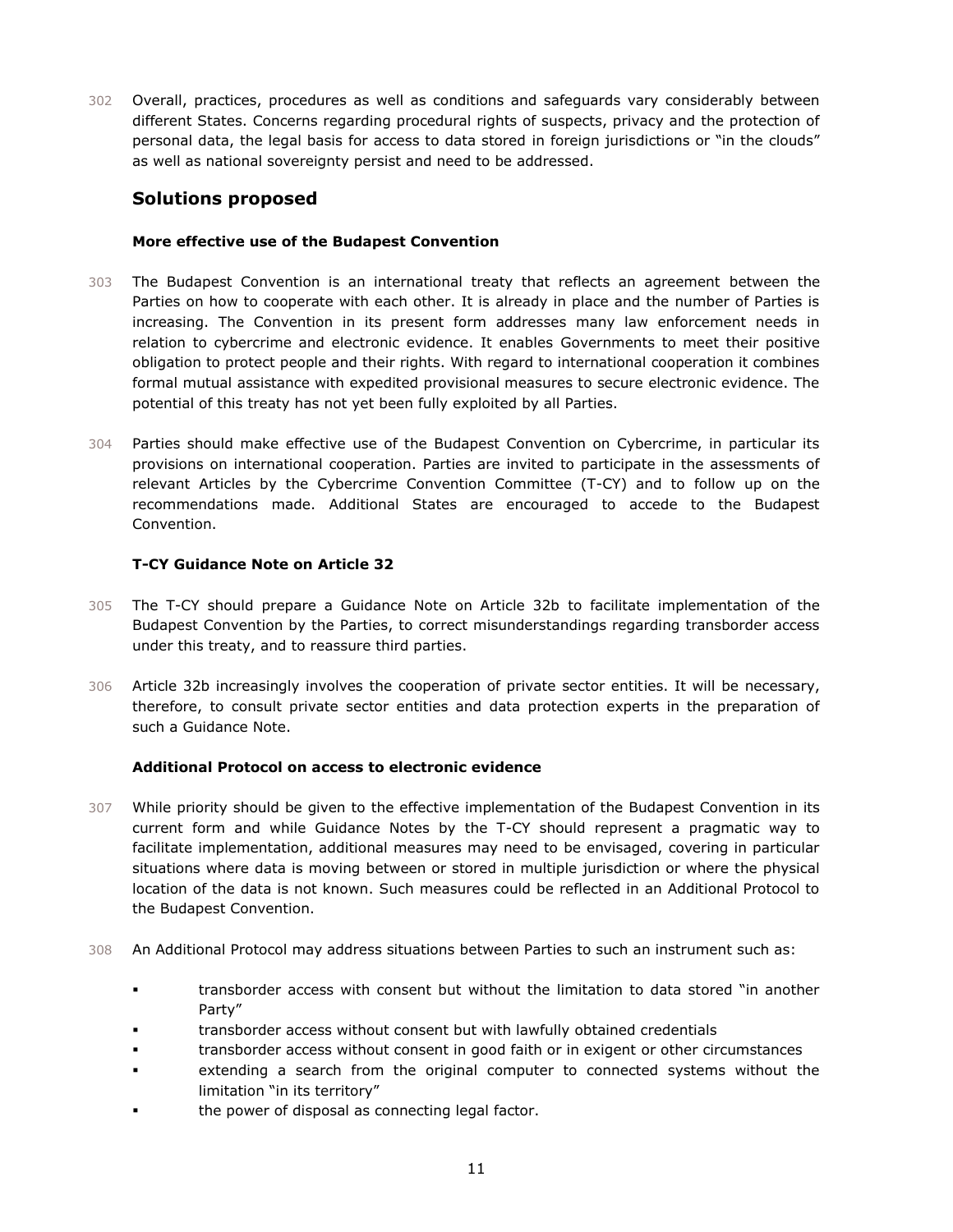302 Overall, practices, procedures as well as conditions and safeguards vary considerably between different States. Concerns regarding procedural rights of suspects, privacy and the protection of personal data, the legal basis for access to data stored in foreign jurisdictions or "in the clouds" as well as national sovereignty persist and need to be addressed.

## Solutions proposed

### More effective use of the Budapest Convention

303 The Budapest Convention is an international treaty that reflects an agreement between the Parties on how to cooperate with each other. It is already in place and the number of Parties is increasing. The Convention in its present form addresses many law enforcement needs in relation to cybercrime and electronic evidence. It enables Governments to meet their positive obligation to protect people and their rights. With regard to international cooperation it combines formal mutual assistance with expedited provisional measures to secure electronic evidence. The potential of this treaty has not yet been fully exploited by all Parties.

304 Parties should make effective use of the Budapest Convention on Cybercrime, in particular its provisions on international cooperation. Parties are invited to participate in the assessments of relevant Articles by the Cybercrime Convention Committee (T-CY) and to follow up on the recommendations made. Additional States are encouraged to accede to the Budapest Convention.

### T-CY Guidance Note on Article 32

305 The T-CY should prepare a Guidance Note on Article 32b to facilitate implementation of the Budapest Convention by the Parties, to correct misunderstandings regarding transborder access under this treaty, and to reassure third parties.

306 Article 32b increasingly involves the cooperation of private sector entities. It will be necessary, therefore, to consult private sector entities and data protection experts in the preparation of such a Guidance Note.

### Additional Protocol on access to electronic evidence

307 While priority should be given to the effective implementation of the Budapest Convention in its current form and while Guidance Notes by the T-CY should represent a pragmatic way to facilitate implementation, additional measures may need to be envisaged, covering in particular situations where data is moving between or stored in multiple jurisdiction or where the physical location of the data is not known. Such measures could be reflected in an Additional Protocol to the Budapest Convention.

308 An Additional Protocol may address situations between Parties to such an instrument such as:

- transborder access with consent but without the limitation to data stored "in another Party"
- transborder access without consent but with lawfully obtained credentials
- transborder access without consent in good faith or in exigent or other circumstances
- extending a search from the original computer to connected systems without the limitation "in its territory"
- the power of disposal as connecting legal factor.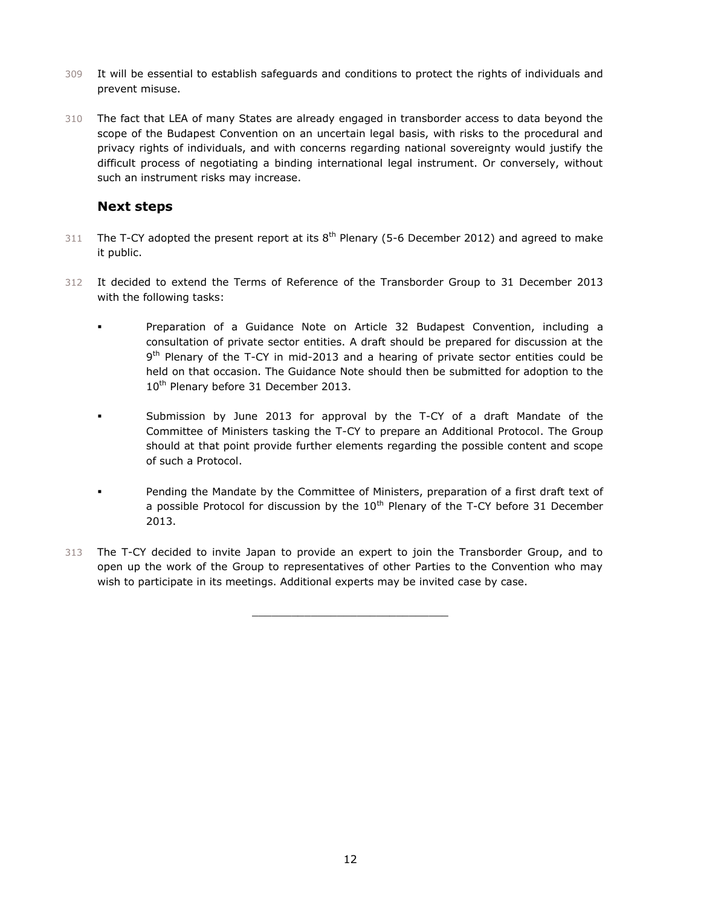309 It will be essential to establish safeguards and conditions to protect the rights of individuals and prevent misuse.

310 The fact that LEA of many States are already engaged in transborder access to data beyond the scope of the Budapest Convention on an uncertain legal basis, with risks to the procedural and privacy rights of individuals, and with concerns regarding national sovereignty would justify the difficult process of negotiating a binding international legal instrument. Or conversely, without such an instrument risks may increase.

## Next steps

311 The T-CY adopted the present report at its 8th Plenary (5-6 December 2012) and agreed to make it public.

312 It decided to extend the Terms of Reference of the Transborder Group to 31 December 2013 with the following tasks:

- Preparation of a Guidance Note on Article 32 Budapest Convention, including a consultation of private sector entities. A draft should be prepared for discussion at the 9th Plenary of the T-CY in mid-2013 and a hearing of private sector entities could be held on that occasion. The Guidance Note should then be submitted for adoption to the 10th Plenary before 31 December 2013.

- Submission by June 2013 for approval by the T-CY of a draft Mandate of the Committee of Ministers tasking the T-CY to prepare an Additional Protocol. The Group should at that point provide further elements regarding the possible content and scope of such a Protocol.

- Pending the Mandate by the Committee of Ministers, preparation of a first draft text of a possible Protocol for discussion by the 10th Plenary of the T-CY before 31 December 2013.

313 The T-CY decided to invite Japan to provide an expert to join the Transborder Group, and to open up the work of the Group to representatives of other Parties to the Convention who may wish to participate in its meetings. Additional experts may be invited case by case.

---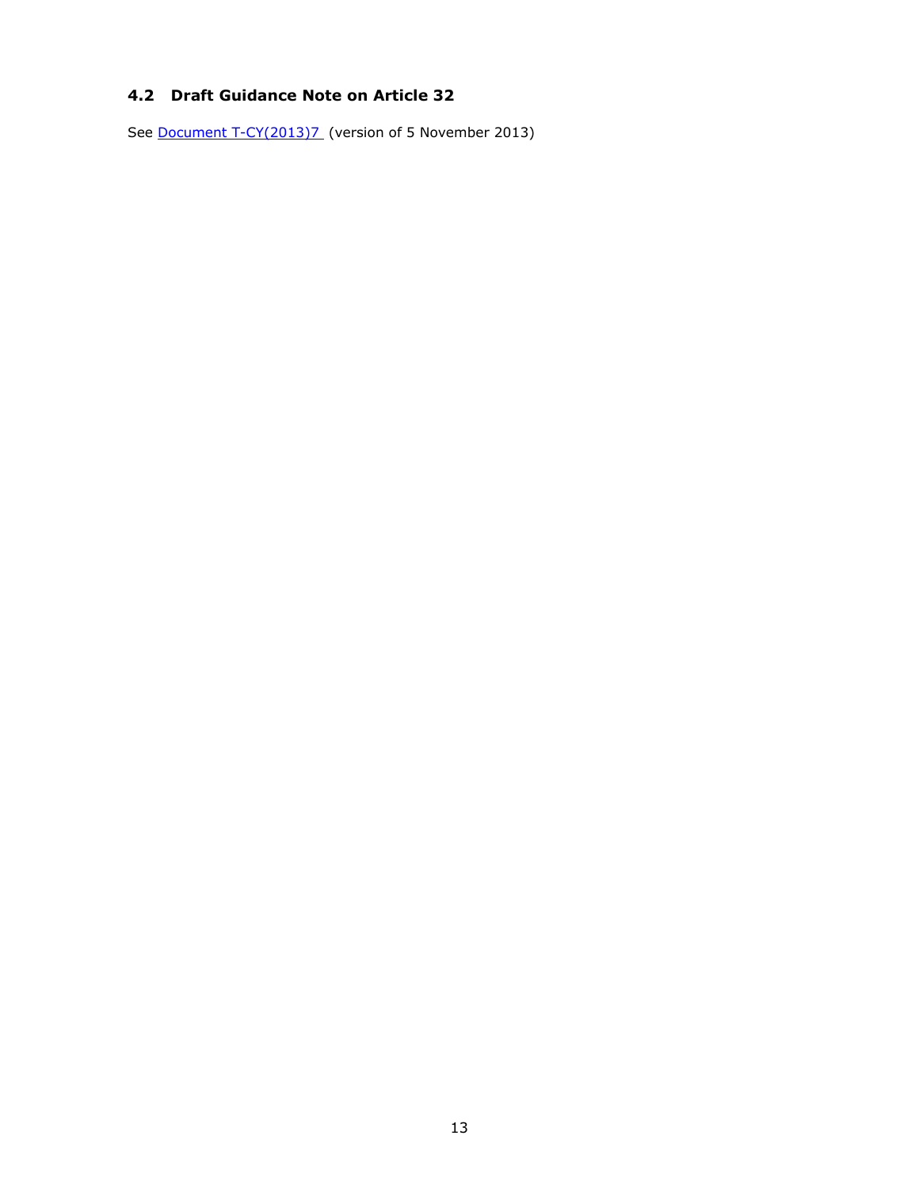### 4.2 Draft Guidance Note on Article 32

See Document T-CY(2013)7 (version of 5 November 2013)